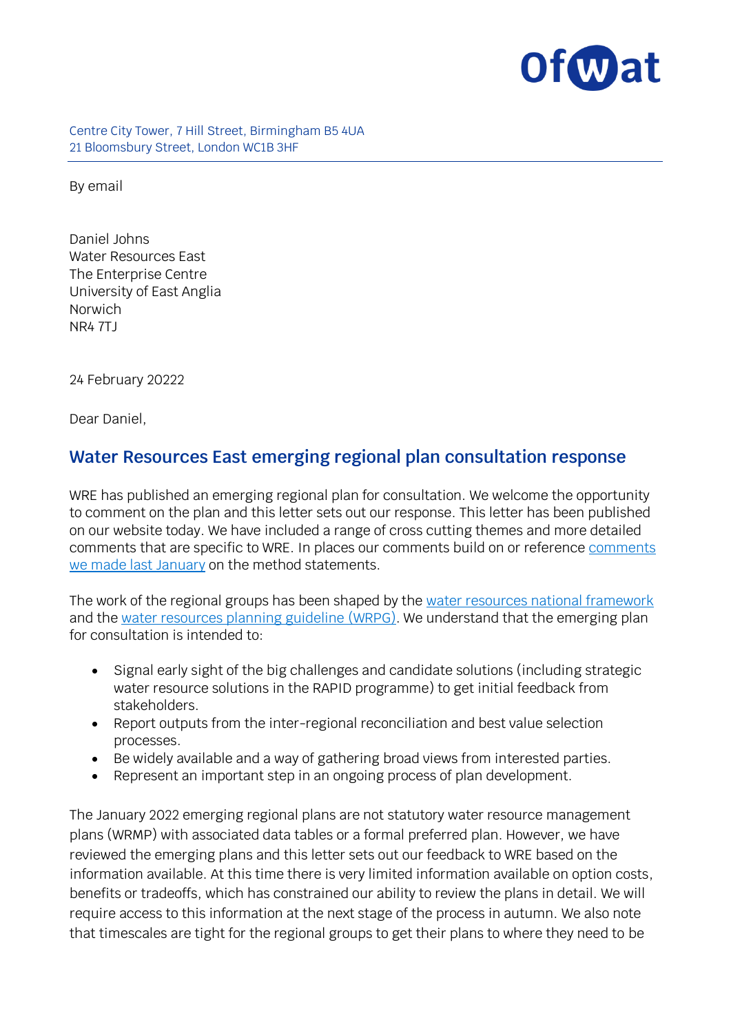Ofwat

Centre City Tower, 7 Hill Street, Birmingham B5 4UA
21 Bloomsbury Street, London WC1B 3HF

By email

Daniel Johns
Water Resources East
The Enterprise Centre
University of East Anglia
Norwich
NR4 7TJ

24 February 20222

Dear Daniel,

## Water Resources East emerging regional plan consultation response

WRE has published an emerging regional plan for consultation. We welcome the opportunity to comment on the plan and this letter sets out our response. This letter has been published on our website today. We have included a range of cross cutting themes and more detailed comments that are specific to WRE. In places our comments build on or reference comments we made last January on the method statements.

The work of the regional groups has been shaped by the water resources national framework and the water resources planning guideline (WRPG). We understand that the emerging plan for consultation is intended to:

- Signal early sight of the big challenges and candidate solutions (including strategic water resource solutions in the RAPID programme) to get initial feedback from stakeholders.
- Report outputs from the inter-regional reconciliation and best value selection processes.
- Be widely available and a way of gathering broad views from interested parties.
- Represent an important step in an ongoing process of plan development.

The January 2022 emerging regional plans are not statutory water resource management plans (WRMP) with associated data tables or a formal preferred plan. However, we have reviewed the emerging plans and this letter sets out our feedback to WRE based on the information available. At this time there is very limited information available on option costs, benefits or tradeoffs, which has constrained our ability to review the plans in detail. We will require access to this information at the next stage of the process in autumn. We also note that timescales are tight for the regional groups to get their plans to where they need to be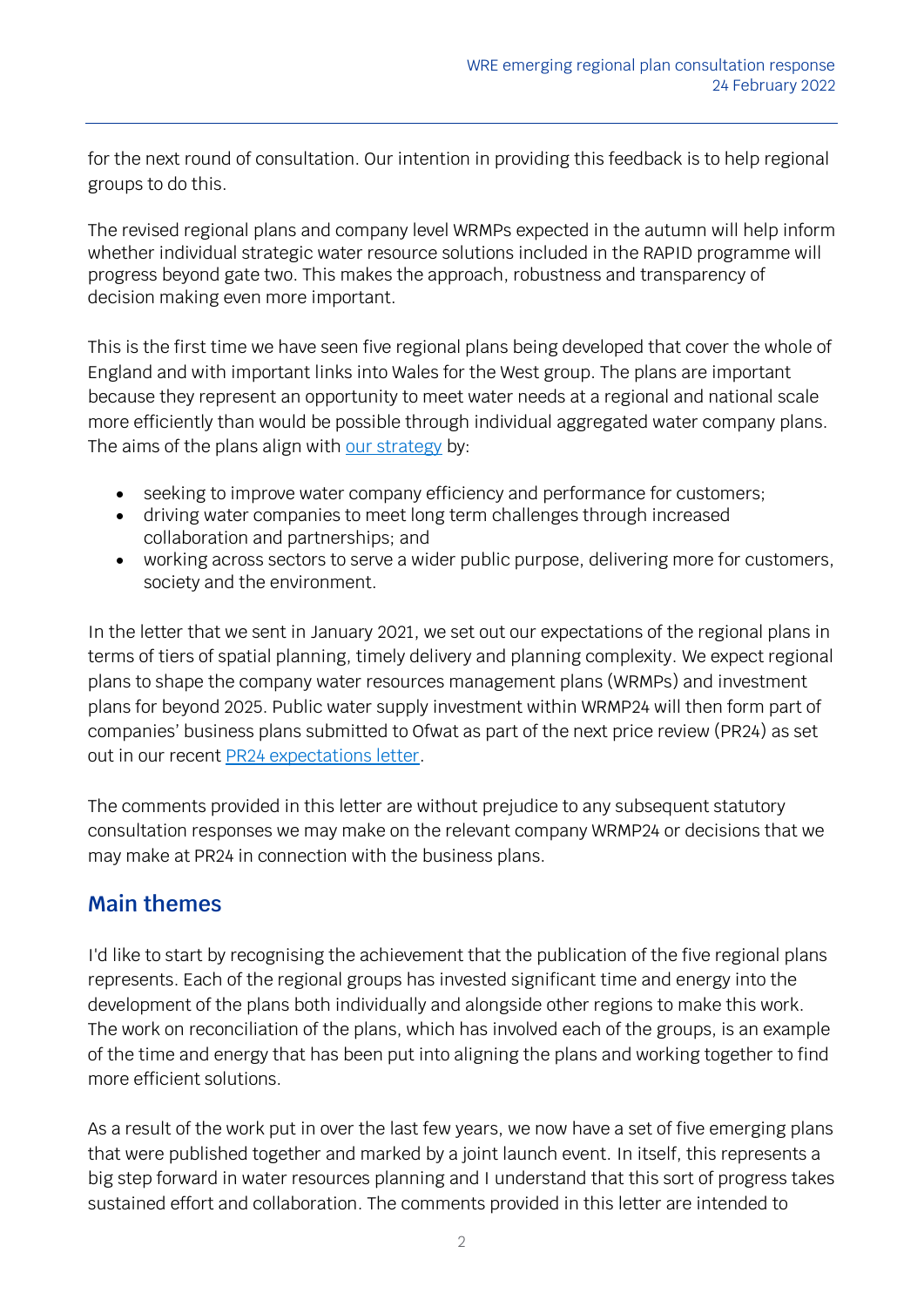for the next round of consultation. Our intention in providing this feedback is to help regional groups to do this.

The revised regional plans and company level WRMPs expected in the autumn will help inform whether individual strategic water resource solutions included in the RAPID programme will progress beyond gate two. This makes the approach, robustness and transparency of decision making even more important.

This is the first time we have seen five regional plans being developed that cover the whole of England and with important links into Wales for the West group. The plans are important because they represent an opportunity to meet water needs at a regional and national scale more efficiently than would be possible through individual aggregated water company plans. The aims of the plans align with [our strategy](#) by:

- seeking to improve water company efficiency and performance for customers;
- driving water companies to meet long term challenges through increased collaboration and partnerships; and
- working across sectors to serve a wider public purpose, delivering more for customers, society and the environment.

In the letter that we sent in January 2021, we set out our expectations of the regional plans in terms of tiers of spatial planning, timely delivery and planning complexity. We expect regional plans to shape the company water resources management plans (WRMPs) and investment plans for beyond 2025. Public water supply investment within WRMP24 will then form part of companies' business plans submitted to Ofwat as part of the next price review (PR24) as set out in our recent [PR24 expectations letter](#).

The comments provided in this letter are without prejudice to any subsequent statutory consultation responses we may make on the relevant company WRMP24 or decisions that we may make at PR24 in connection with the business plans.

## Main themes

I'd like to start by recognising the achievement that the publication of the five regional plans represents. Each of the regional groups has invested significant time and energy into the development of the plans both individually and alongside other regions to make this work. The work on reconciliation of the plans, which has involved each of the groups, is an example of the time and energy that has been put into aligning the plans and working together to find more efficient solutions.

As a result of the work put in over the last few years, we now have a set of five emerging plans that were published together and marked by a joint launch event. In itself, this represents a big step forward in water resources planning and I understand that this sort of progress takes sustained effort and collaboration. The comments provided in this letter are intended to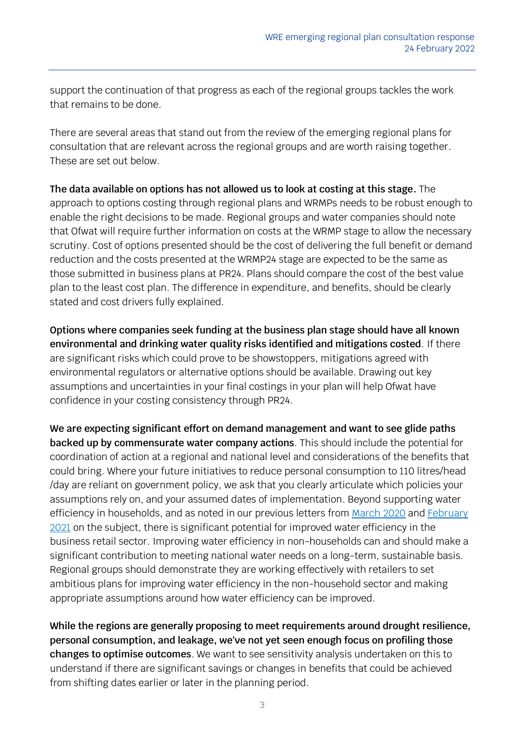support the continuation of that progress as each of the regional groups tackles the work that remains to be done.

There are several areas that stand out from the review of the emerging regional plans for consultation that are relevant across the regional groups and are worth raising together. These are set out below.

**The data available on options has not allowed us to look at costing at this stage.** The approach to options costing through regional plans and WRMPs needs to be robust enough to enable the right decisions to be made. Regional groups and water companies should note that Ofwat will require further information on costs at the WRMP stage to allow the necessary scrutiny. Cost of options presented should be the cost of delivering the full benefit or demand reduction and the costs presented at the WRMP24 stage are expected to be the same as those submitted in business plans at PR24. Plans should compare the cost of the best value plan to the least cost plan. The difference in expenditure, and benefits, should be clearly stated and cost drivers fully explained.

**Options where companies seek funding at the business plan stage should have all known environmental and drinking water quality risks identified and mitigations costed**. If there are significant risks which could prove to be showstoppers, mitigations agreed with environmental regulators or alternative options should be available. Drawing out key assumptions and uncertainties in your final costings in your plan will help Ofwat have confidence in your costing consistency through PR24.

**We are expecting significant effort on demand management and want to see glide paths backed up by commensurate water company actions**. This should include the potential for coordination of action at a regional and national level and considerations of the benefits that could bring. Where your future initiatives to reduce personal consumption to 110 litres/head /day are reliant on government policy, we ask that you clearly articulate which policies your assumptions rely on, and your assumed dates of implementation. Beyond supporting water efficiency in households, and as noted in our previous letters from March 2020 and February 2021 on the subject, there is significant potential for improved water efficiency in the business retail sector. Improving water efficiency in non-households can and should make a significant contribution to meeting national water needs on a long-term, sustainable basis. Regional groups should demonstrate they are working effectively with retailers to set ambitious plans for improving water efficiency in the non-household sector and making appropriate assumptions around how water efficiency can be improved.

**While the regions are generally proposing to meet requirements around drought resilience, personal consumption, and leakage, we've not yet seen enough focus on profiling those changes to optimise outcomes**. We want to see sensitivity analysis undertaken on this to understand if there are significant savings or changes in benefits that could be achieved from shifting dates earlier or later in the planning period.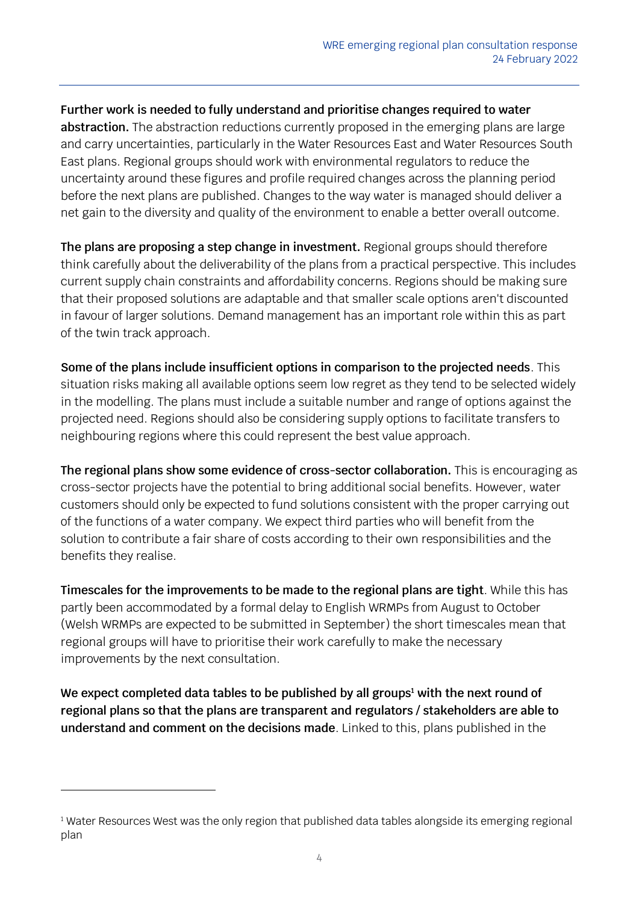**Further work is needed to fully understand and prioritise changes required to water abstraction.** The abstraction reductions currently proposed in the emerging plans are large and carry uncertainties, particularly in the Water Resources East and Water Resources South East plans. Regional groups should work with environmental regulators to reduce the uncertainty around these figures and profile required changes across the planning period before the next plans are published. Changes to the way water is managed should deliver a net gain to the diversity and quality of the environment to enable a better overall outcome.

**The plans are proposing a step change in investment.** Regional groups should therefore think carefully about the deliverability of the plans from a practical perspective. This includes current supply chain constraints and affordability concerns. Regions should be making sure that their proposed solutions are adaptable and that smaller scale options aren't discounted in favour of larger solutions. Demand management has an important role within this as part of the twin track approach.

**Some of the plans include insufficient options in comparison to the projected needs**. This situation risks making all available options seem low regret as they tend to be selected widely in the modelling. The plans must include a suitable number and range of options against the projected need. Regions should also be considering supply options to facilitate transfers to neighbouring regions where this could represent the best value approach.

**The regional plans show some evidence of cross-sector collaboration.** This is encouraging as cross-sector projects have the potential to bring additional social benefits. However, water customers should only be expected to fund solutions consistent with the proper carrying out of the functions of a water company. We expect third parties who will benefit from the solution to contribute a fair share of costs according to their own responsibilities and the benefits they realise.

**Timescales for the improvements to be made to the regional plans are tight**. While this has partly been accommodated by a formal delay to English WRMPs from August to October (Welsh WRMPs are expected to be submitted in September) the short timescales mean that regional groups will have to prioritise their work carefully to make the necessary improvements by the next consultation.

**We expect completed data tables to be published by all groups[1] with the next round of regional plans so that the plans are transparent and regulators / stakeholders are able to understand and comment on the decisions made**. Linked to this, plans published in the

[1] Water Resources West was the only region that published data tables alongside its emerging regional plan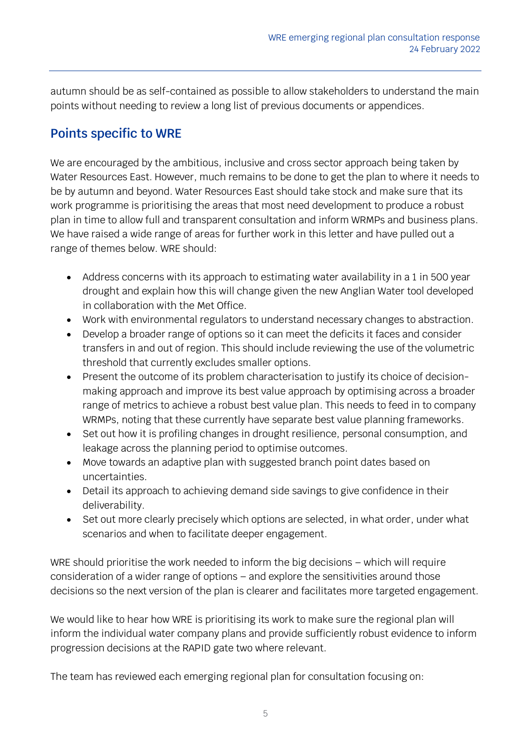autumn should be as self-contained as possible to allow stakeholders to understand the main points without needing to review a long list of previous documents or appendices.

## Points specific to WRE

We are encouraged by the ambitious, inclusive and cross sector approach being taken by Water Resources East. However, much remains to be done to get the plan to where it needs to be by autumn and beyond. Water Resources East should take stock and make sure that its work programme is prioritising the areas that most need development to produce a robust plan in time to allow full and transparent consultation and inform WRMPs and business plans. We have raised a wide range of areas for further work in this letter and have pulled out a range of themes below. WRE should:

- Address concerns with its approach to estimating water availability in a 1 in 500 year drought and explain how this will change given the new Anglian Water tool developed in collaboration with the Met Office.
- Work with environmental regulators to understand necessary changes to abstraction.
- Develop a broader range of options so it can meet the deficits it faces and consider transfers in and out of region. This should include reviewing the use of the volumetric threshold that currently excludes smaller options.
- Present the outcome of its problem characterisation to justify its choice of decision-making approach and improve its best value approach by optimising across a broader range of metrics to achieve a robust best value plan. This needs to feed in to company WRMPs, noting that these currently have separate best value planning frameworks.
- Set out how it is profiling changes in drought resilience, personal consumption, and leakage across the planning period to optimise outcomes.
- Move towards an adaptive plan with suggested branch point dates based on uncertainties.
- Detail its approach to achieving demand side savings to give confidence in their deliverability.
- Set out more clearly precisely which options are selected, in what order, under what scenarios and when to facilitate deeper engagement.

WRE should prioritise the work needed to inform the big decisions – which will require consideration of a wider range of options – and explore the sensitivities around those decisions so the next version of the plan is clearer and facilitates more targeted engagement.

We would like to hear how WRE is prioritising its work to make sure the regional plan will inform the individual water company plans and provide sufficiently robust evidence to inform progression decisions at the RAPID gate two where relevant.

The team has reviewed each emerging regional plan for consultation focusing on: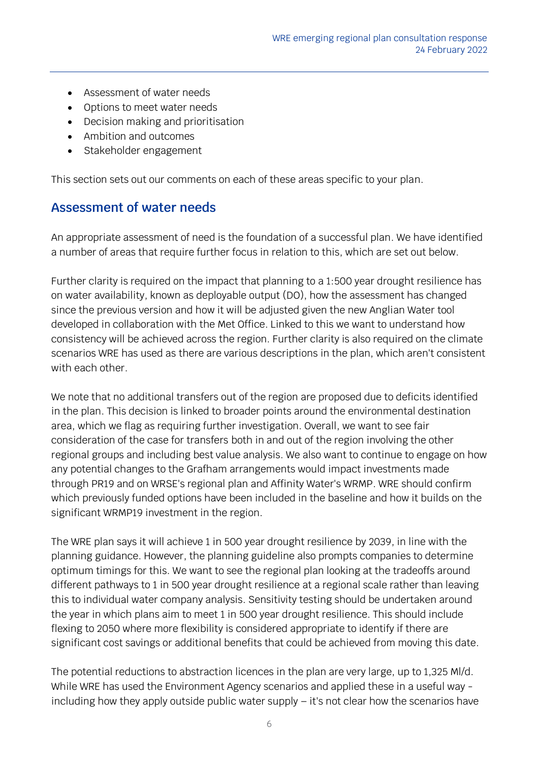- Assessment of water needs
- Options to meet water needs
- Decision making and prioritisation
- Ambition and outcomes
- Stakeholder engagement

This section sets out our comments on each of these areas specific to your plan.

## Assessment of water needs

An appropriate assessment of need is the foundation of a successful plan. We have identified a number of areas that require further focus in relation to this, which are set out below.

Further clarity is required on the impact that planning to a 1:500 year drought resilience has on water availability, known as deployable output (DO), how the assessment has changed since the previous version and how it will be adjusted given the new Anglian Water tool developed in collaboration with the Met Office. Linked to this we want to understand how consistency will be achieved across the region. Further clarity is also required on the climate scenarios WRE has used as there are various descriptions in the plan, which aren't consistent with each other.

We note that no additional transfers out of the region are proposed due to deficits identified in the plan. This decision is linked to broader points around the environmental destination area, which we flag as requiring further investigation. Overall, we want to see fair consideration of the case for transfers both in and out of the region involving the other regional groups and including best value analysis. We also want to continue to engage on how any potential changes to the Grafham arrangements would impact investments made through PR19 and on WRSE's regional plan and Affinity Water's WRMP. WRE should confirm which previously funded options have been included in the baseline and how it builds on the significant WRMP19 investment in the region.

The WRE plan says it will achieve 1 in 500 year drought resilience by 2039, in line with the planning guidance. However, the planning guideline also prompts companies to determine optimum timings for this. We want to see the regional plan looking at the tradeoffs around different pathways to 1 in 500 year drought resilience at a regional scale rather than leaving this to individual water company analysis. Sensitivity testing should be undertaken around the year in which plans aim to meet 1 in 500 year drought resilience. This should include flexing to 2050 where more flexibility is considered appropriate to identify if there are significant cost savings or additional benefits that could be achieved from moving this date.

The potential reductions to abstraction licences in the plan are very large, up to 1,325 Ml/d. While WRE has used the Environment Agency scenarios and applied these in a useful way - including how they apply outside public water supply – it's not clear how the scenarios have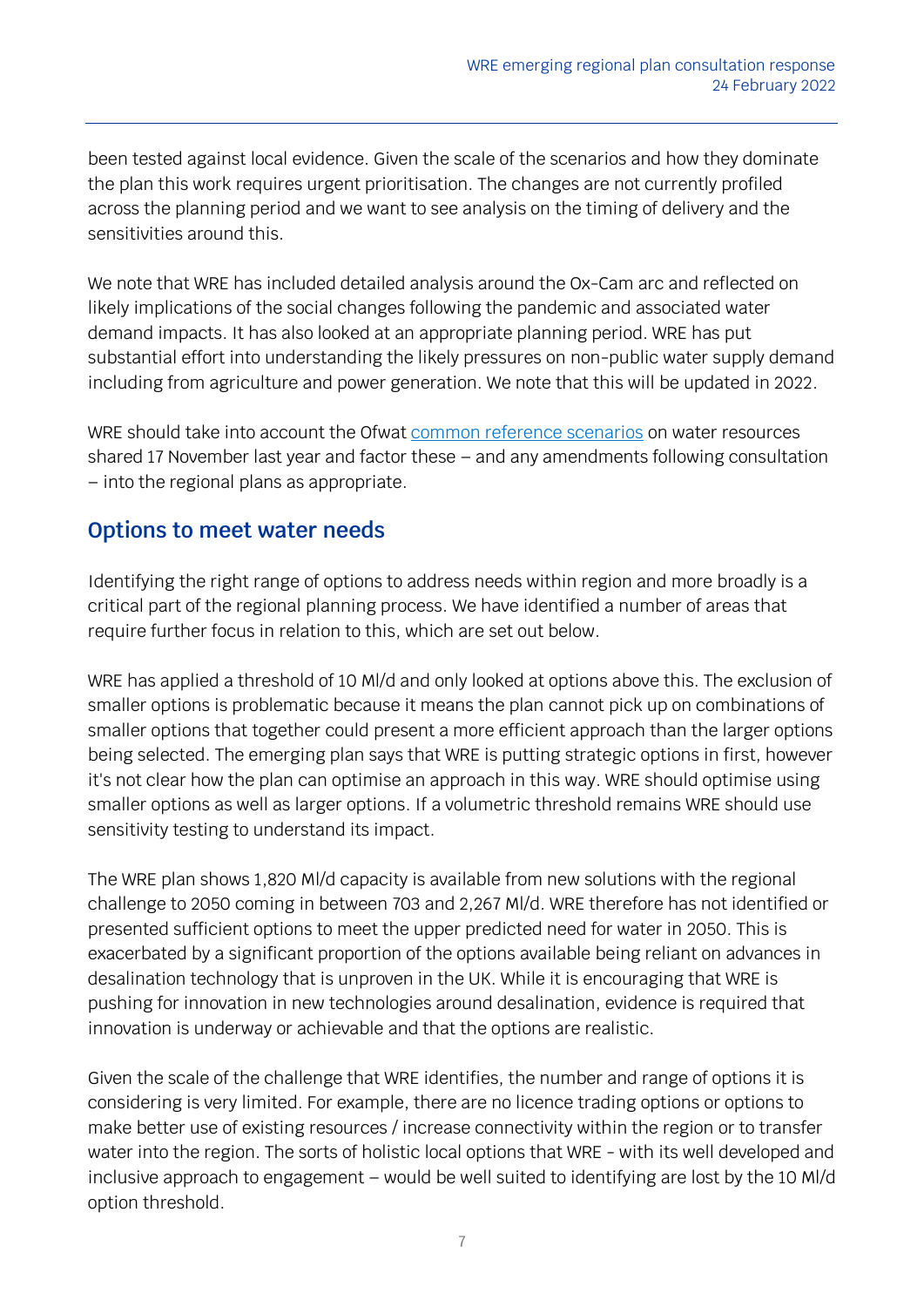been tested against local evidence. Given the scale of the scenarios and how they dominate the plan this work requires urgent prioritisation. The changes are not currently profiled across the planning period and we want to see analysis on the timing of delivery and the sensitivities around this.

We note that WRE has included detailed analysis around the Ox-Cam arc and reflected on likely implications of the social changes following the pandemic and associated water demand impacts. It has also looked at an appropriate planning period. WRE has put substantial effort into understanding the likely pressures on non-public water supply demand including from agriculture and power generation. We note that this will be updated in 2022.

WRE should take into account the Ofwat [common reference scenarios] on water resources shared 17 November last year and factor these – and any amendments following consultation – into the regional plans as appropriate.

## Options to meet water needs

Identifying the right range of options to address needs within region and more broadly is a critical part of the regional planning process. We have identified a number of areas that require further focus in relation to this, which are set out below.

WRE has applied a threshold of 10 Ml/d and only looked at options above this. The exclusion of smaller options is problematic because it means the plan cannot pick up on combinations of smaller options that together could present a more efficient approach than the larger options being selected. The emerging plan says that WRE is putting strategic options in first, however it's not clear how the plan can optimise an approach in this way. WRE should optimise using smaller options as well as larger options. If a volumetric threshold remains WRE should use sensitivity testing to understand its impact.

The WRE plan shows 1,820 Ml/d capacity is available from new solutions with the regional challenge to 2050 coming in between 703 and 2,267 Ml/d. WRE therefore has not identified or presented sufficient options to meet the upper predicted need for water in 2050. This is exacerbated by a significant proportion of the options available being reliant on advances in desalination technology that is unproven in the UK. While it is encouraging that WRE is pushing for innovation in new technologies around desalination, evidence is required that innovation is underway or achievable and that the options are realistic.

Given the scale of the challenge that WRE identifies, the number and range of options it is considering is very limited. For example, there are no licence trading options or options to make better use of existing resources / increase connectivity within the region or to transfer water into the region. The sorts of holistic local options that WRE - with its well developed and inclusive approach to engagement – would be well suited to identifying are lost by the 10 Ml/d option threshold.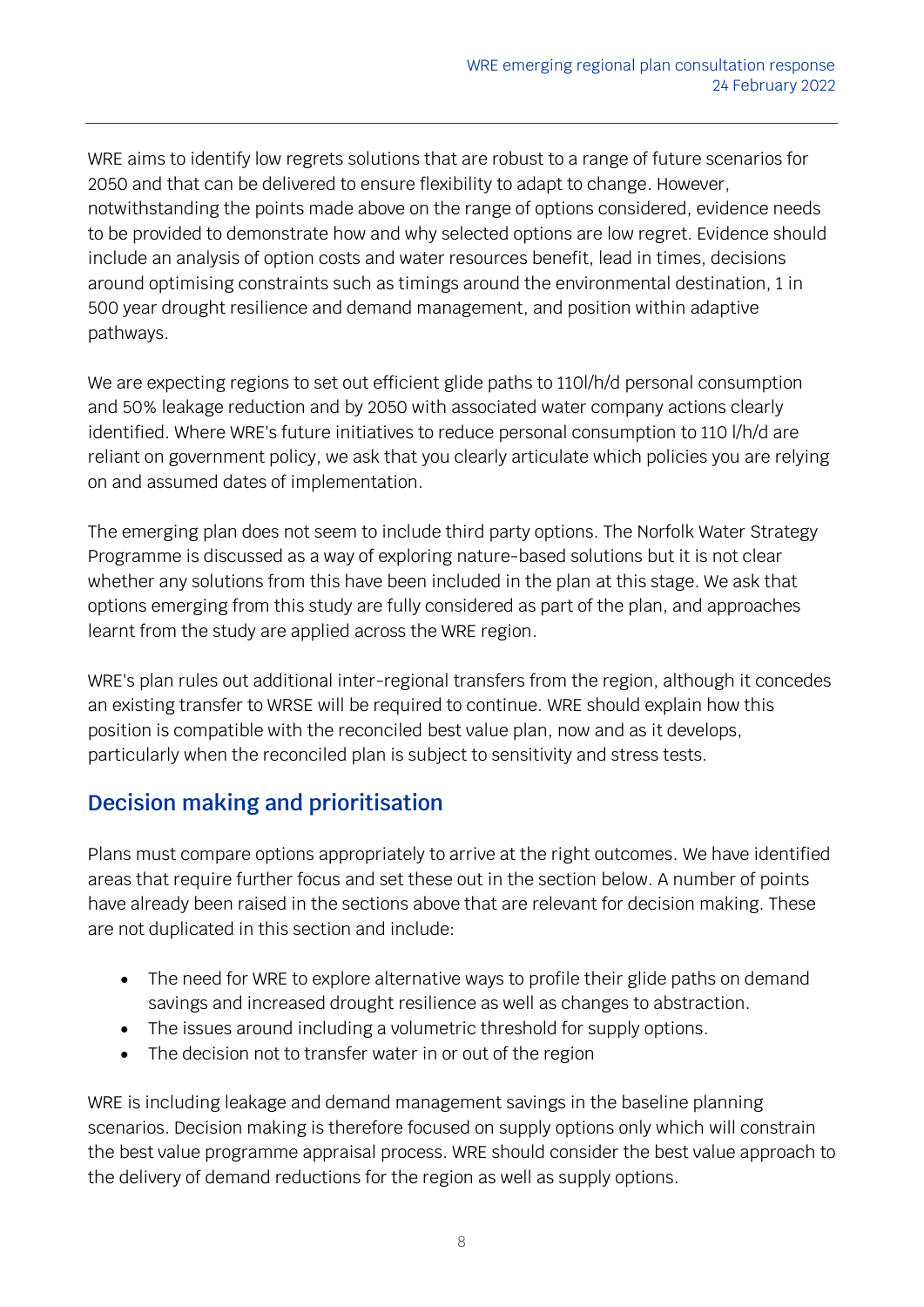WRE aims to identify low regrets solutions that are robust to a range of future scenarios for 2050 and that can be delivered to ensure flexibility to adapt to change. However, notwithstanding the points made above on the range of options considered, evidence needs to be provided to demonstrate how and why selected options are low regret. Evidence should include an analysis of option costs and water resources benefit, lead in times, decisions around optimising constraints such as timings around the environmental destination, 1 in 500 year drought resilience and demand management, and position within adaptive pathways.

We are expecting regions to set out efficient glide paths to 110l/h/d personal consumption and 50% leakage reduction and by 2050 with associated water company actions clearly identified. Where WRE's future initiatives to reduce personal consumption to 110 l/h/d are reliant on government policy, we ask that you clearly articulate which policies you are relying on and assumed dates of implementation.

The emerging plan does not seem to include third party options. The Norfolk Water Strategy Programme is discussed as a way of exploring nature-based solutions but it is not clear whether any solutions from this have been included in the plan at this stage. We ask that options emerging from this study are fully considered as part of the plan, and approaches learnt from the study are applied across the WRE region.

WRE's plan rules out additional inter-regional transfers from the region, although it concedes an existing transfer to WRSE will be required to continue. WRE should explain how this position is compatible with the reconciled best value plan, now and as it develops, particularly when the reconciled plan is subject to sensitivity and stress tests.

## Decision making and prioritisation

Plans must compare options appropriately to arrive at the right outcomes. We have identified areas that require further focus and set these out in the section below. A number of points have already been raised in the sections above that are relevant for decision making. These are not duplicated in this section and include:

- The need for WRE to explore alternative ways to profile their glide paths on demand savings and increased drought resilience as well as changes to abstraction.
- The issues around including a volumetric threshold for supply options.
- The decision not to transfer water in or out of the region

WRE is including leakage and demand management savings in the baseline planning scenarios. Decision making is therefore focused on supply options only which will constrain the best value programme appraisal process. WRE should consider the best value approach to the delivery of demand reductions for the region as well as supply options.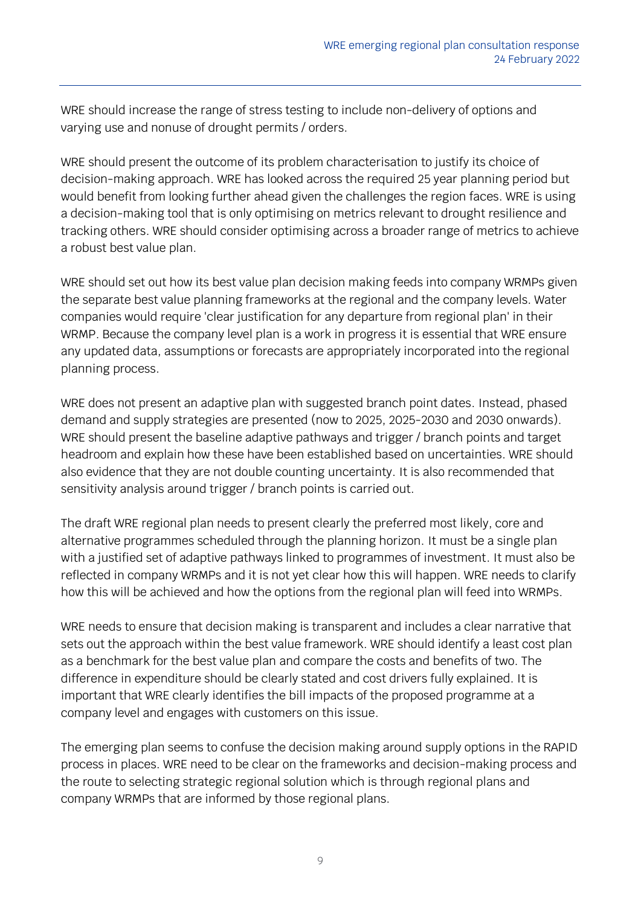WRE should increase the range of stress testing to include non-delivery of options and varying use and nonuse of drought permits / orders.

WRE should present the outcome of its problem characterisation to justify its choice of decision-making approach. WRE has looked across the required 25 year planning period but would benefit from looking further ahead given the challenges the region faces. WRE is using a decision-making tool that is only optimising on metrics relevant to drought resilience and tracking others. WRE should consider optimising across a broader range of metrics to achieve a robust best value plan.

WRE should set out how its best value plan decision making feeds into company WRMPs given the separate best value planning frameworks at the regional and the company levels. Water companies would require 'clear justification for any departure from regional plan' in their WRMP. Because the company level plan is a work in progress it is essential that WRE ensure any updated data, assumptions or forecasts are appropriately incorporated into the regional planning process.

WRE does not present an adaptive plan with suggested branch point dates. Instead, phased demand and supply strategies are presented (now to 2025, 2025-2030 and 2030 onwards). WRE should present the baseline adaptive pathways and trigger / branch points and target headroom and explain how these have been established based on uncertainties. WRE should also evidence that they are not double counting uncertainty. It is also recommended that sensitivity analysis around trigger / branch points is carried out.

The draft WRE regional plan needs to present clearly the preferred most likely, core and alternative programmes scheduled through the planning horizon. It must be a single plan with a justified set of adaptive pathways linked to programmes of investment. It must also be reflected in company WRMPs and it is not yet clear how this will happen. WRE needs to clarify how this will be achieved and how the options from the regional plan will feed into WRMPs.

WRE needs to ensure that decision making is transparent and includes a clear narrative that sets out the approach within the best value framework. WRE should identify a least cost plan as a benchmark for the best value plan and compare the costs and benefits of two. The difference in expenditure should be clearly stated and cost drivers fully explained. It is important that WRE clearly identifies the bill impacts of the proposed programme at a company level and engages with customers on this issue.

The emerging plan seems to confuse the decision making around supply options in the RAPID process in places. WRE need to be clear on the frameworks and decision-making process and the route to selecting strategic regional solution which is through regional plans and company WRMPs that are informed by those regional plans.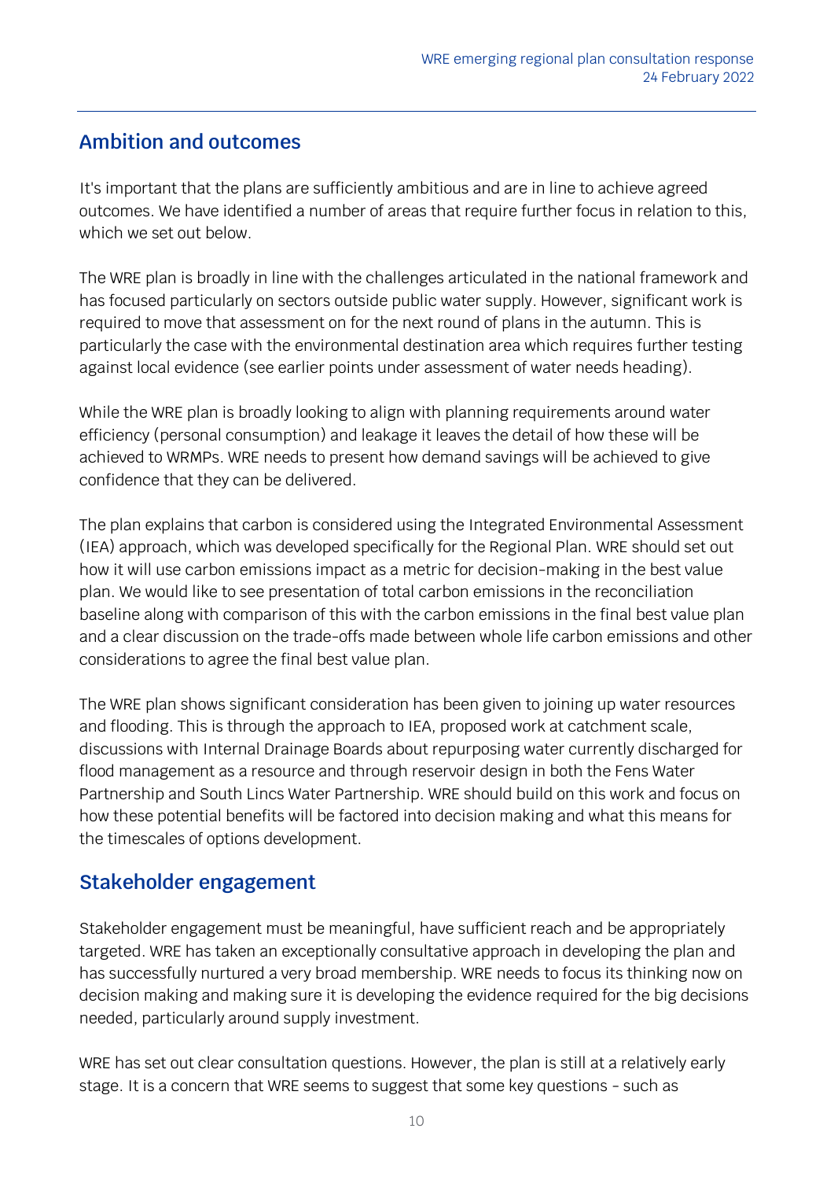## Ambition and outcomes

It's important that the plans are sufficiently ambitious and are in line to achieve agreed outcomes. We have identified a number of areas that require further focus in relation to this, which we set out below.

The WRE plan is broadly in line with the challenges articulated in the national framework and has focused particularly on sectors outside public water supply. However, significant work is required to move that assessment on for the next round of plans in the autumn. This is particularly the case with the environmental destination area which requires further testing against local evidence (see earlier points under assessment of water needs heading).

While the WRE plan is broadly looking to align with planning requirements around water efficiency (personal consumption) and leakage it leaves the detail of how these will be achieved to WRMPs. WRE needs to present how demand savings will be achieved to give confidence that they can be delivered.

The plan explains that carbon is considered using the Integrated Environmental Assessment (IEA) approach, which was developed specifically for the Regional Plan. WRE should set out how it will use carbon emissions impact as a metric for decision-making in the best value plan. We would like to see presentation of total carbon emissions in the reconciliation baseline along with comparison of this with the carbon emissions in the final best value plan and a clear discussion on the trade-offs made between whole life carbon emissions and other considerations to agree the final best value plan.

The WRE plan shows significant consideration has been given to joining up water resources and flooding. This is through the approach to IEA, proposed work at catchment scale, discussions with Internal Drainage Boards about repurposing water currently discharged for flood management as a resource and through reservoir design in both the Fens Water Partnership and South Lincs Water Partnership. WRE should build on this work and focus on how these potential benefits will be factored into decision making and what this means for the timescales of options development.

## Stakeholder engagement

Stakeholder engagement must be meaningful, have sufficient reach and be appropriately targeted. WRE has taken an exceptionally consultative approach in developing the plan and has successfully nurtured a very broad membership. WRE needs to focus its thinking now on decision making and making sure it is developing the evidence required for the big decisions needed, particularly around supply investment.

WRE has set out clear consultation questions. However, the plan is still at a relatively early stage. It is a concern that WRE seems to suggest that some key questions - such as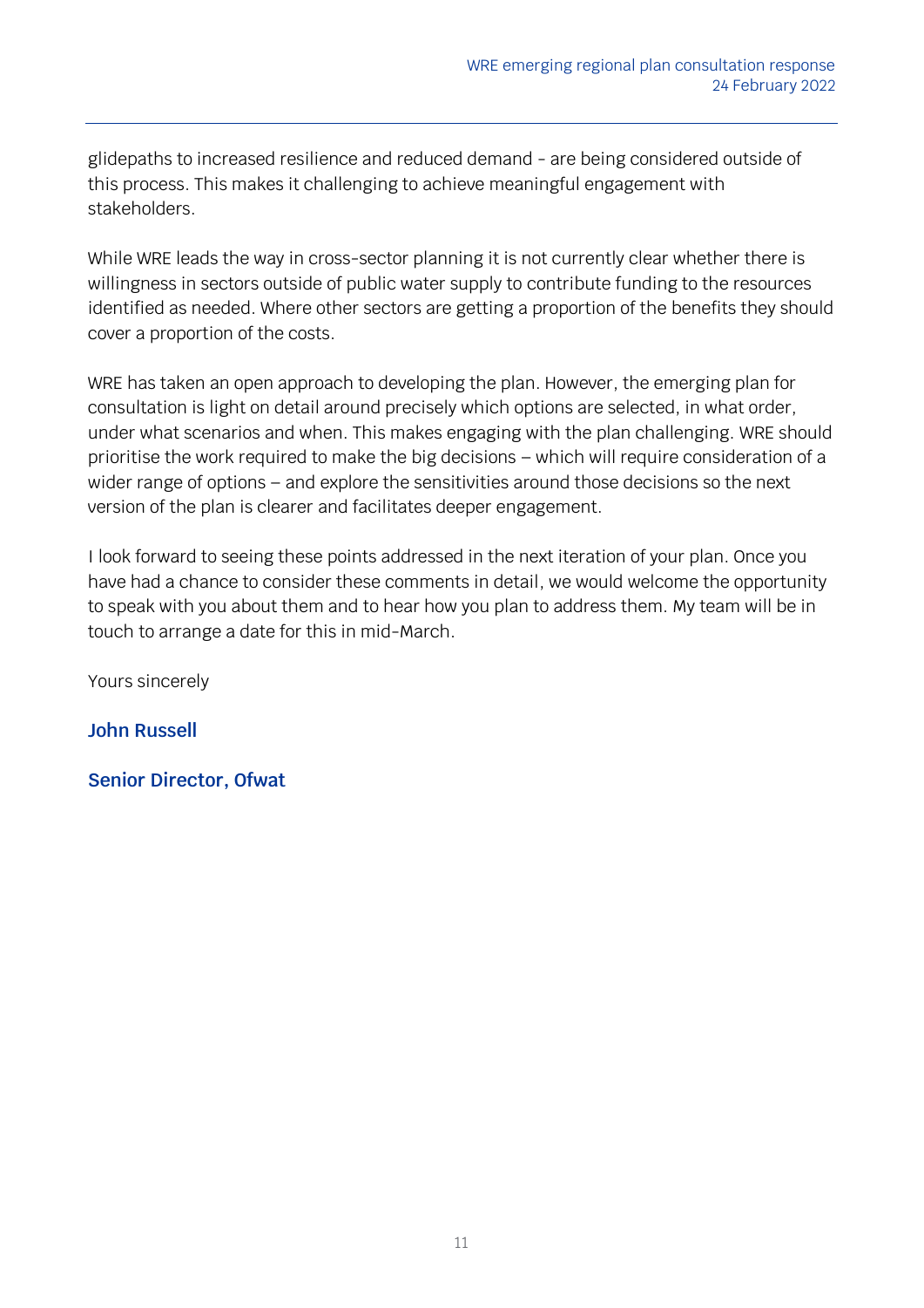glidepaths to increased resilience and reduced demand - are being considered outside of this process. This makes it challenging to achieve meaningful engagement with stakeholders.

While WRE leads the way in cross-sector planning it is not currently clear whether there is willingness in sectors outside of public water supply to contribute funding to the resources identified as needed. Where other sectors are getting a proportion of the benefits they should cover a proportion of the costs.

WRE has taken an open approach to developing the plan. However, the emerging plan for consultation is light on detail around precisely which options are selected, in what order, under what scenarios and when. This makes engaging with the plan challenging. WRE should prioritise the work required to make the big decisions – which will require consideration of a wider range of options – and explore the sensitivities around those decisions so the next version of the plan is clearer and facilitates deeper engagement.

I look forward to seeing these points addressed in the next iteration of your plan. Once you have had a chance to consider these comments in detail, we would welcome the opportunity to speak with you about them and to hear how you plan to address them. My team will be in touch to arrange a date for this in mid-March.

Yours sincerely

**John Russell**

**Senior Director, Ofwat**